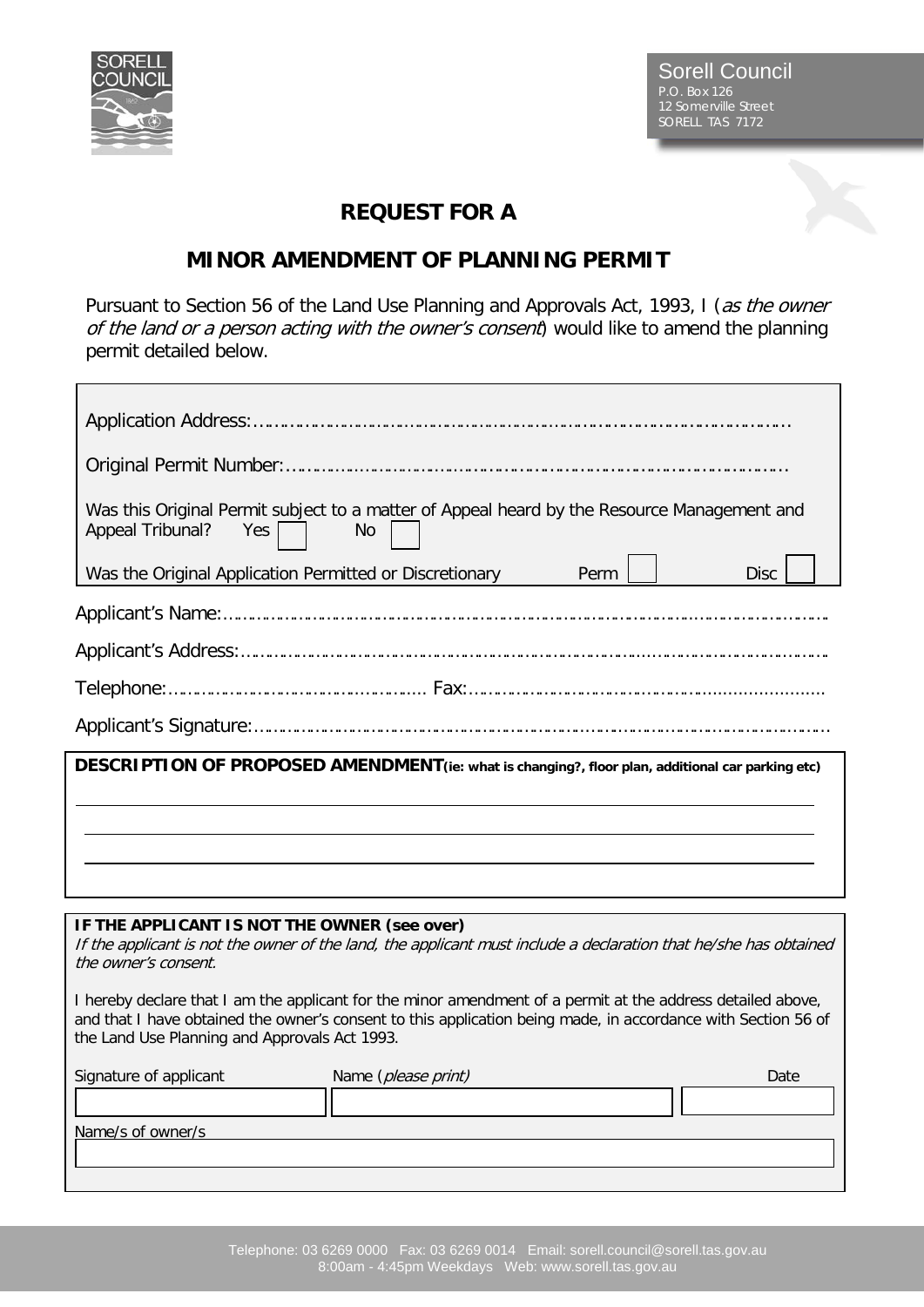Sorell Council
P.O. Box 126
12 Somerville Street
SORELL TAS 7172

# REQUEST FOR A

# MINOR AMENDMENT OF PLANNING PERMIT

Pursuant to Section 56 of the Land Use Planning and Approvals Act, 1993, I (*as the owner of the land or a person acting with the owner's consent*) would like to amend the planning permit detailed below.

Application Address:……………………………………………………………………………………

Original Permit Number:………………………………………………………………………………

Was this Original Permit subject to a matter of Appeal heard by the Resource Management and Appeal Tribunal? Yes ☐ No ☐

Was the Original Application Permitted or Discretionary Perm ☐ Disc ☐

Applicant's Name:……………………………………………………………………………………………

Applicant's Address:…………………………………………………………………………………………

Telephone:…………………………………………… Fax:……………………………………………………

Applicant's Signature:………………………………………………………………………………………

**DESCRIPTION OF PROPOSED AMENDMENT** **(ie: what is changing?, floor plan, additional car parking etc)**

______________________________________________________________________

______________________________________________________________________

______________________________________________________________________

**IF THE APPLICANT IS NOT THE OWNER (see over)**

*If the applicant is not the owner of the land, the applicant must include a declaration that he/she has obtained the owner's consent.*

I hereby declare that I am the applicant for the minor amendment of a permit at the address detailed above, and that I have obtained the owner's consent to this application being made, in accordance with Section 56 of the Land Use Planning and Approvals Act 1993.

| Signature of applicant | Name (*please print*) | Date |
| --- | --- | --- |
| | | |

Name/s of owner/s

______________________________________________________________________

Telephone: 03 6269 0000 Fax: 03 6269 0014 Email: sorell.council@sorell.tas.gov.au
8:00am - 4:45pm Weekdays Web: www.sorell.tas.gov.au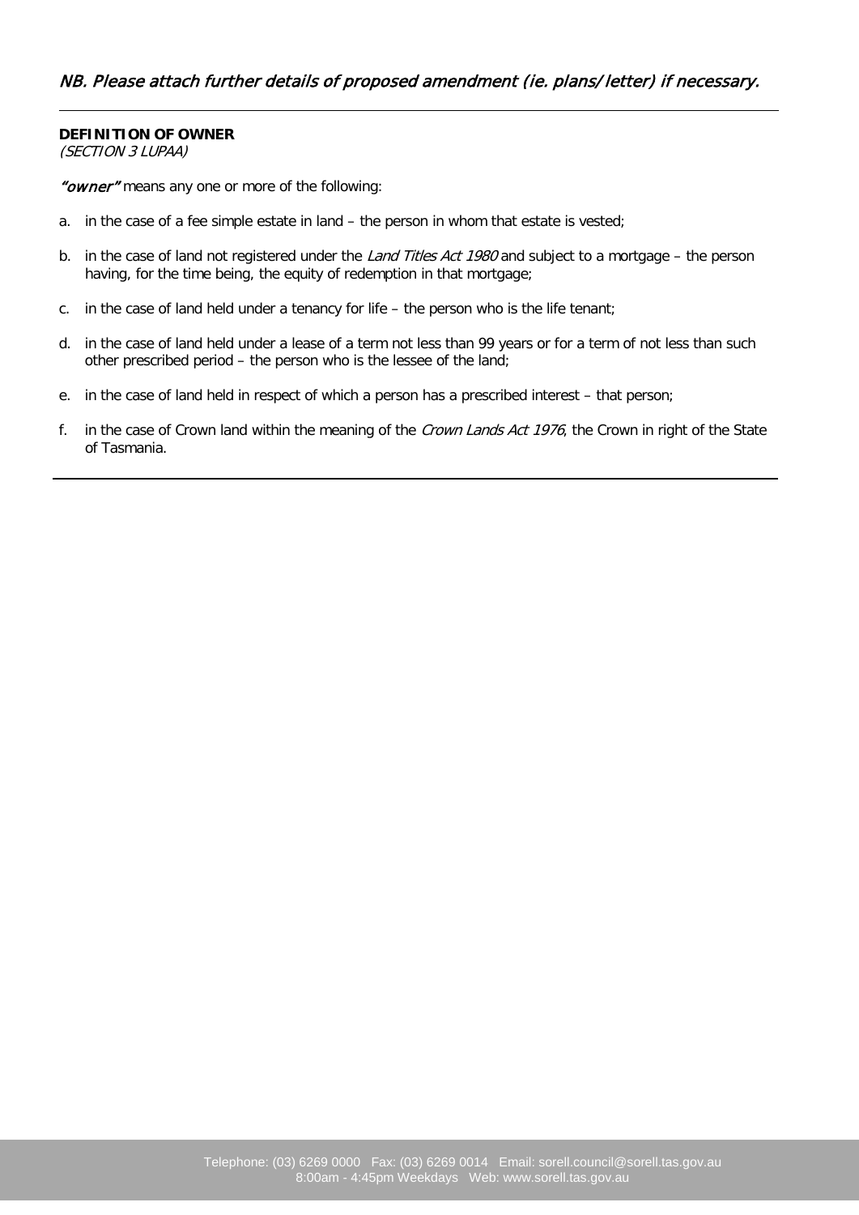*NB. Please attach further details of proposed amendment (ie. plans/letter) if necessary.*

---

**DEFINITION OF OWNER**
*(SECTION 3 LUPAA)*

***"owner"*** means any one or more of the following:

a. in the case of a fee simple estate in land – the person in whom that estate is vested;

b. in the case of land not registered under the *Land Titles Act 1980* and subject to a mortgage – the person having, for the time being, the equity of redemption in that mortgage;

c. in the case of land held under a tenancy for life – the person who is the life tenant;

d. in the case of land held under a lease of a term not less than 99 years or for a term of not less than such other prescribed period – the person who is the lessee of the land;

e. in the case of land held in respect of which a person has a prescribed interest – that person;

f. in the case of Crown land within the meaning of the *Crown Lands Act 1976*, the Crown in right of the State of Tasmania.

---

Telephone: (03) 6269 0000 Fax: (03) 6269 0014 Email: sorell.council@sorell.tas.gov.au
8:00am - 4:45pm Weekdays Web: www.sorell.tas.gov.au